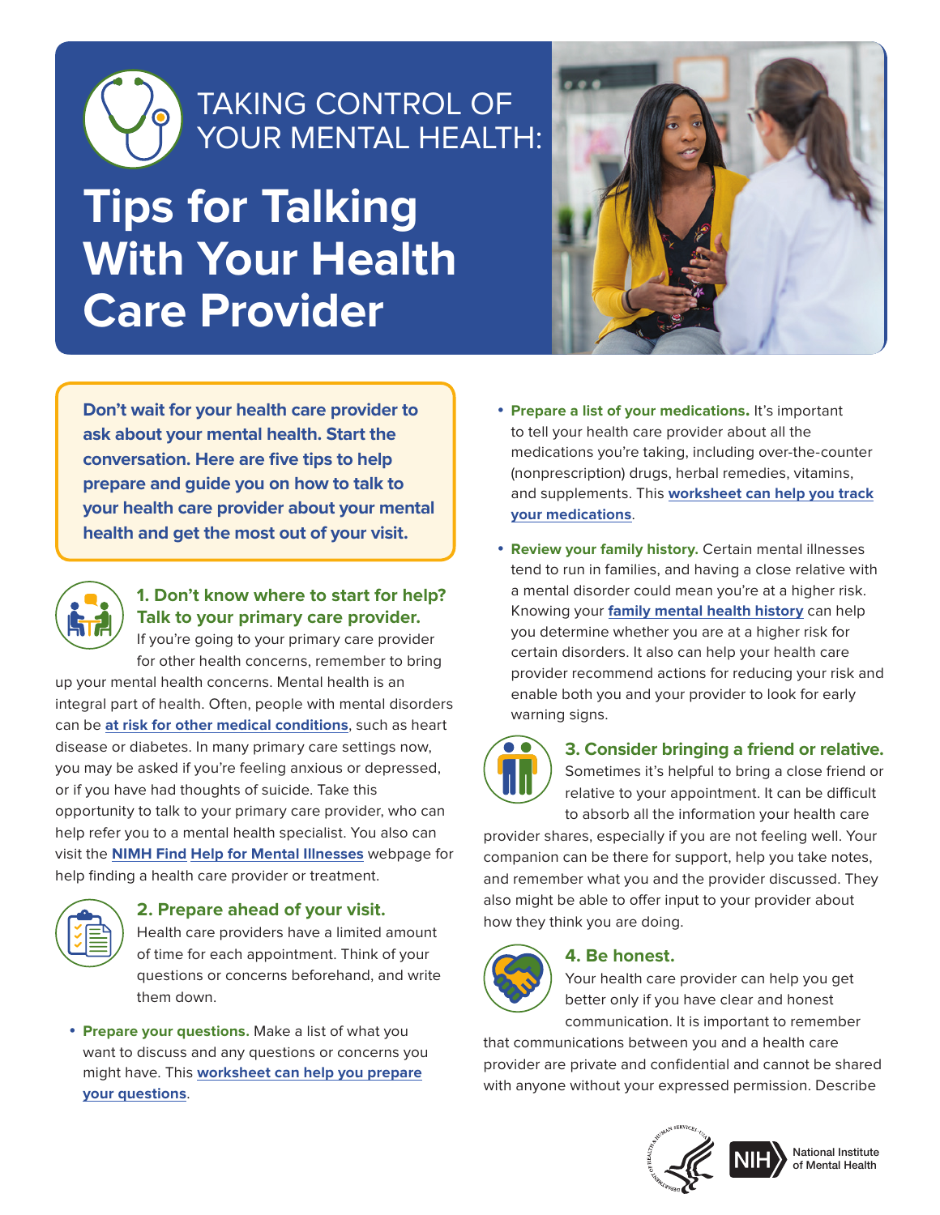# TAKING CONTROL OF YOUR MENTAL HEALTH:

# Tips for Talking With Your Health Care Provider

**Don't wait for your health care provider to ask about your mental health. Start the conversation. Here are five tips to help prepare and guide you on how to talk to your health care provider about your mental health and get the most out of your visit.**

## 1. Don't know where to start for help? Talk to your primary care provider.

If you're going to your primary care provider for other health concerns, remember to bring up your mental health concerns. Mental health is an integral part of health. Often, people with mental disorders can be at risk for other medical conditions, such as heart disease or diabetes. In many primary care settings now, you may be asked if you're feeling anxious or depressed, or if you have had thoughts of suicide. Take this opportunity to talk to your primary care provider, who can help refer you to a mental health specialist. You also can visit the NIMH Find Help for Mental Illnesses webpage for help finding a health care provider or treatment.

## 2. Prepare ahead of your visit.

Health care providers have a limited amount of time for each appointment. Think of your questions or concerns beforehand, and write them down.

- **Prepare your questions.** Make a list of what you want to discuss and any questions or concerns you might have. This worksheet can help you prepare your questions.
- **Prepare a list of your medications.** It's important to tell your health care provider about all the medications you're taking, including over-the-counter (nonprescription) drugs, herbal remedies, vitamins, and supplements. This worksheet can help you track your medications.
- **Review your family history.** Certain mental illnesses tend to run in families, and having a close relative with a mental disorder could mean you're at a higher risk. Knowing your family mental health history can help you determine whether you are at a higher risk for certain disorders. It also can help your health care provider recommend actions for reducing your risk and enable both you and your provider to look for early warning signs.

## 3. Consider bringing a friend or relative.

Sometimes it's helpful to bring a close friend or relative to your appointment. It can be difficult to absorb all the information your health care provider shares, especially if you are not feeling well. Your companion can be there for support, help you take notes, and remember what you and the provider discussed. They also might be able to offer input to your provider about how they think you are doing.

## 4. Be honest.

Your health care provider can help you get better only if you have clear and honest communication. It is important to remember that communications between you and a health care provider are private and confidential and cannot be shared with anyone without your expressed permission. Describe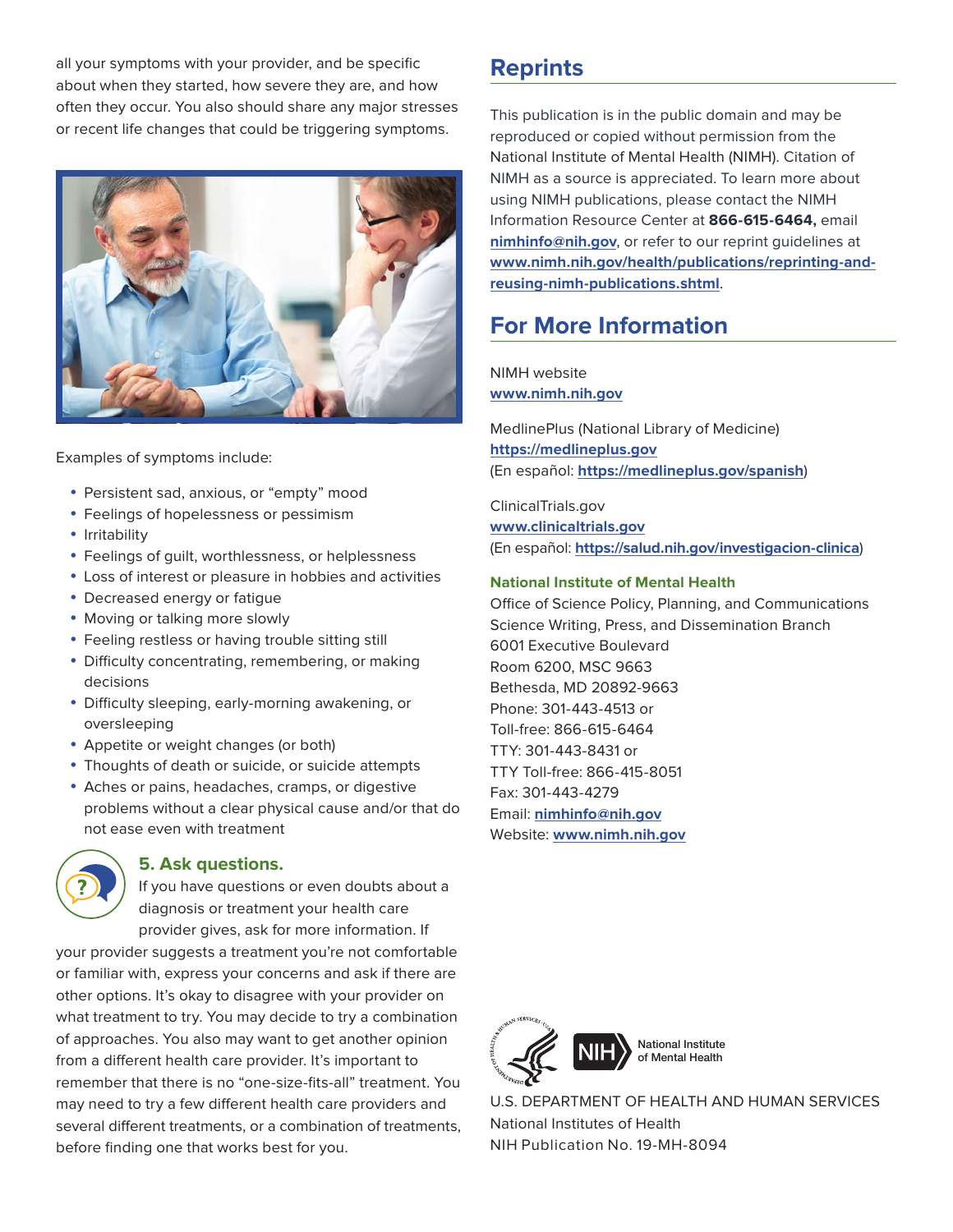all your symptoms with your provider, and be specific about when they started, how severe they are, and how often they occur. You also should share any major stresses or recent life changes that could be triggering symptoms.

Examples of symptoms include:

- Persistent sad, anxious, or "empty" mood
- Feelings of hopelessness or pessimism
- Irritability
- Feelings of guilt, worthlessness, or helplessness
- Loss of interest or pleasure in hobbies and activities
- Decreased energy or fatigue
- Moving or talking more slowly
- Feeling restless or having trouble sitting still
- Difficulty concentrating, remembering, or making decisions
- Difficulty sleeping, early-morning awakening, or oversleeping
- Appetite or weight changes (or both)
- Thoughts of death or suicide, or suicide attempts
- Aches or pains, headaches, cramps, or digestive problems without a clear physical cause and/or that do not ease even with treatment

### 5. Ask questions.

If you have questions or even doubts about a diagnosis or treatment your health care provider gives, ask for more information. If your provider suggests a treatment you're not comfortable or familiar with, express your concerns and ask if there are other options. It's okay to disagree with your provider on what treatment to try. You may decide to try a combination of approaches. You also may want to get another opinion from a different health care provider. It's important to remember that there is no "one-size-fits-all" treatment. You may need to try a few different health care providers and several different treatments, or a combination of treatments, before finding one that works best for you.

## Reprints

This publication is in the public domain and may be reproduced or copied without permission from the National Institute of Mental Health (NIMH). Citation of NIMH as a source is appreciated. To learn more about using NIMH publications, please contact the NIMH Information Resource Center at **866-615-6464,** email **nimhinfo@nih.gov**, or refer to our reprint guidelines at **www.nimh.nih.gov/health/publications/reprinting-and-reusing-nimh-publications.shtml**.

## For More Information

NIMH website
**www.nimh.nih.gov**

MedlinePlus (National Library of Medicine)
**https://medlineplus.gov**
(En español: **https://medlineplus.gov/spanish**)

ClinicalTrials.gov
**www.clinicaltrials.gov**
(En español: **https://salud.nih.gov/investigacion-clinica**)

**National Institute of Mental Health**
Office of Science Policy, Planning, and Communications
Science Writing, Press, and Dissemination Branch
6001 Executive Boulevard
Room 6200, MSC 9663
Bethesda, MD 20892-9663
Phone: 301-443-4513 or
Toll-free: 866-615-6464
TTY: 301-443-8431 or
TTY Toll-free: 866-415-8051
Fax: 301-443-4279
Email: **nimhinfo@nih.gov**
Website: **www.nimh.nih.gov**

NIH National Institute of Mental Health

U.S. DEPARTMENT OF HEALTH AND HUMAN SERVICES
National Institutes of Health
NIH Publication No. 19-MH-8094